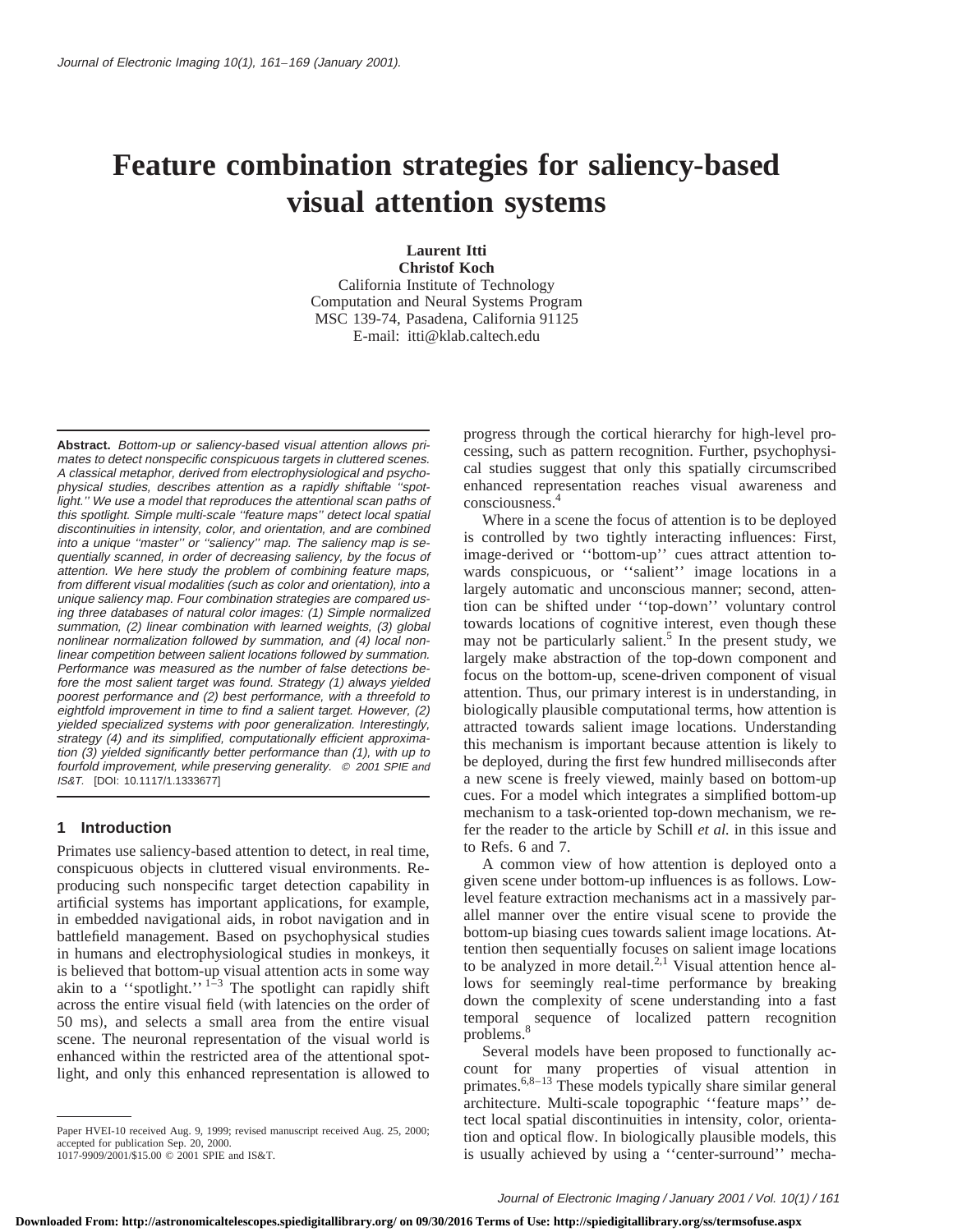# Feature combination strategies for saliency-based visual attention systems

**Laurent Itti**
**Christof Koch**
California Institute of Technology
Computation and Neural Systems Program
MSC 139-74, Pasadena, California 91125
E-mail: itti@klab.caltech.edu

**Abstract.** *Bottom-up or saliency-based visual attention allows primates to detect nonspecific conspicuous targets in cluttered scenes. A classical metaphor, derived from electrophysiological and psychophysical studies, describes attention as a rapidly shiftable ''spotlight.'' We use a model that reproduces the attentional scan paths of this spotlight. Simple multi-scale ''feature maps'' detect local spatial discontinuities in intensity, color, and orientation, and are combined into a unique ''master'' or ''saliency'' map. The saliency map is sequentially scanned, in order of decreasing saliency, by the focus of attention. We here study the problem of combining feature maps, from different visual modalities (such as color and orientation), into a unique saliency map. Four combination strategies are compared using three databases of natural color images: (1) Simple normalized summation, (2) linear combination with learned weights, (3) global nonlinear normalization followed by summation, and (4) local nonlinear competition between salient locations followed by summation. Performance was measured as the number of false detections before the most salient target was found. Strategy (1) always yielded poorest performance and (2) best performance, with a threefold to eightfold improvement in time to find a salient target. However, (2) yielded specialized systems with poor generalization. Interestingly, strategy (4) and its simplified, computationally efficient approximation (3) yielded significantly better performance than (1), with up to fourfold improvement, while preserving generality.* © 2001 SPIE and IS&T. [DOI: 10.1117/1.1333677]

## 1 Introduction

Primates use saliency-based attention to detect, in real time, conspicuous objects in cluttered visual environments. Reproducing such nonspecific target detection capability in artificial systems has important applications, for example, in embedded navigational aids, in robot navigation and in battlefield management. Based on psychophysical studies in humans and electrophysiological studies in monkeys, it is believed that bottom-up visual attention acts in some way akin to a ''spotlight.''[1–3] The spotlight can rapidly shift across the entire visual field (with latencies on the order of 50 ms), and selects a small area from the entire visual scene. The neuronal representation of the visual world is enhanced within the restricted area of the attentional spotlight, and only this enhanced representation is allowed to progress through the cortical hierarchy for high-level processing, such as pattern recognition. Further, psychophysical studies suggest that only this spatially circumscribed enhanced representation reaches visual awareness and consciousness.[4]

Where in a scene the focus of attention is to be deployed is controlled by two tightly interacting influences: First, image-derived or ''bottom-up'' cues attract attention towards conspicuous, or ''salient'' image locations in a largely automatic and unconscious manner; second, attention can be shifted under ''top-down'' voluntary control towards locations of cognitive interest, even though these may not be particularly salient.[5] In the present study, we largely make abstraction of the top-down component and focus on the bottom-up, scene-driven component of visual attention. Thus, our primary interest is in understanding, in biologically plausible computational terms, how attention is attracted towards salient image locations. Understanding this mechanism is important because attention is likely to be deployed, during the first few hundred milliseconds after a new scene is freely viewed, mainly based on bottom-up cues. For a model which integrates a simplified bottom-up mechanism to a task-oriented top-down mechanism, we refer the reader to the article by Schill *et al.* in this issue and to Refs. 6 and 7.

A common view of how attention is deployed onto a given scene under bottom-up influences is as follows. Low-level feature extraction mechanisms act in a massively parallel manner over the entire visual scene to provide the bottom-up biasing cues towards salient image locations. Attention then sequentially focuses on salient image locations to be analyzed in more detail.[2,1] Visual attention hence allows for seemingly real-time performance by breaking down the complexity of scene understanding into a fast temporal sequence of localized pattern recognition problems.[8]

Several models have been proposed to functionally account for many properties of visual attention in primates.[6,8–13] These models typically share similar general architecture. Multi-scale topographic ''feature maps'' detect local spatial discontinuities in intensity, color, orientation and optical flow. In biologically plausible models, this is usually achieved by using a ''center-surround'' mecha-

Paper HVEI-10 received Aug. 9, 1999; revised manuscript received Aug. 25, 2000; accepted for publication Sep. 20, 2000.
1017-9909/2001/$15.00 © 2001 SPIE and IS&T.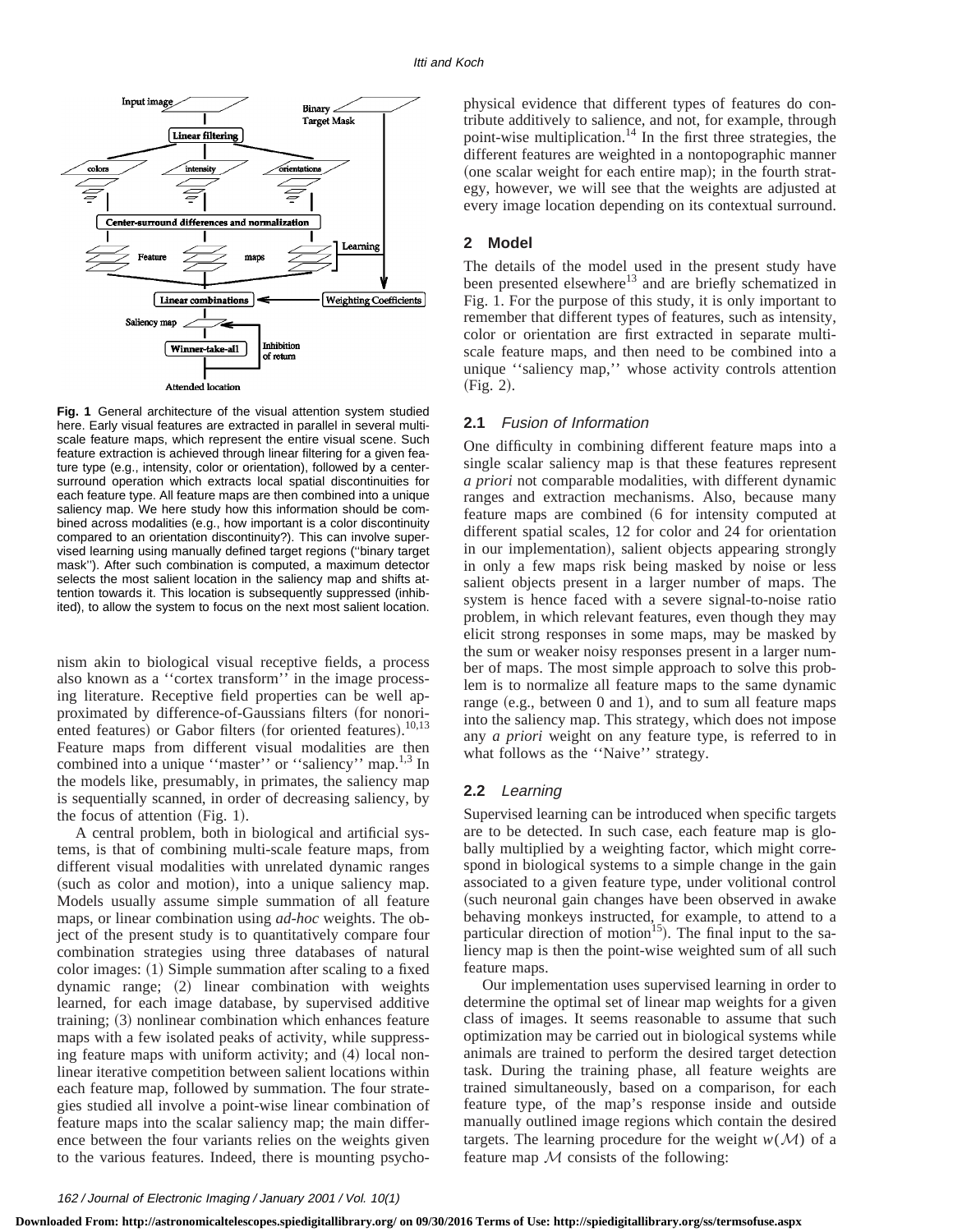**Fig. 1** General architecture of the visual attention system studied here. Early visual features are extracted in parallel in several multiscale feature maps, which represent the entire visual scene. Such feature extraction is achieved through linear filtering for a given feature type (e.g., intensity, color or orientation), followed by a center-surround operation which extracts local spatial discontinuities for each feature type. All feature maps are then combined into a unique saliency map. We here study how this information should be combined across modalities (e.g., how important is a color discontinuity compared to an orientation discontinuity?). This can involve supervised learning using manually defined target regions (''binary target mask''). After such combination is computed, a maximum detector selects the most salient location in the saliency map and shifts attention towards it. This location is subsequently suppressed (inhibited), to allow the system to focus on the next most salient location.

nism akin to biological visual receptive fields, a process also known as a ''cortex transform'' in the image processing literature. Receptive field properties can be well approximated by difference-of-Gaussians filters (for nonoriented features) or Gabor filters (for oriented features).[10,13] Feature maps from different visual modalities are then combined into a unique ''master'' or ''saliency'' map.[1,3] In the models like, presumably, in primates, the saliency map is sequentially scanned, in order of decreasing saliency, by the focus of attention (Fig. 1).

A central problem, both in biological and artificial systems, is that of combining multi-scale feature maps, from different visual modalities with unrelated dynamic ranges (such as color and motion), into a unique saliency map. Models usually assume simple summation of all feature maps, or linear combination using *ad-hoc* weights. The object of the present study is to quantitatively compare four combination strategies using three databases of natural color images: (1) Simple summation after scaling to a fixed dynamic range; (2) linear combination with weights learned, for each image database, by supervised additive training; (3) nonlinear combination which enhances feature maps with a few isolated peaks of activity, while suppressing feature maps with uniform activity; and (4) local nonlinear iterative competition between salient locations within each feature map, followed by summation. The four strategies studied all involve a point-wise linear combination of feature maps into the scalar saliency map; the main difference between the four variants relies on the weights given to the various features. Indeed, there is mounting psychophysical evidence that different types of features do contribute additively to salience, and not, for example, through point-wise multiplication.[14] In the first three strategies, the different features are weighted in a nontopographic manner (one scalar weight for each entire map); in the fourth strategy, however, we will see that the weights are adjusted at every image location depending on its contextual surround.

## 2 Model

The details of the model used in the present study have been presented elsewhere[13] and are briefly schematized in Fig. 1. For the purpose of this study, it is only important to remember that different types of features, such as intensity, color or orientation are first extracted in separate multiscale feature maps, and then need to be combined into a unique ''saliency map,'' whose activity controls attention (Fig. 2).

### 2.1 *Fusion of Information*

One difficulty in combining different feature maps into a single scalar saliency map is that these features represent *a priori* not comparable modalities, with different dynamic ranges and extraction mechanisms. Also, because many feature maps are combined (6 for intensity computed at different spatial scales, 12 for color and 24 for orientation in our implementation), salient objects appearing strongly in only a few maps risk being masked by noise or less salient objects present in a larger number of maps. The system is hence faced with a severe signal-to-noise ratio problem, in which relevant features, even though they may elicit strong responses in some maps, may be masked by the sum or weaker noisy responses present in a larger number of maps. The most simple approach to solve this problem is to normalize all feature maps to the same dynamic range (e.g., between 0 and 1), and to sum all feature maps into the saliency map. This strategy, which does not impose any *a priori* weight on any feature type, is referred to in what follows as the ''Naive'' strategy.

### 2.2 *Learning*

Supervised learning can be introduced when specific targets are to be detected. In such case, each feature map is globally multiplied by a weighting factor, which might correspond in biological systems to a simple change in the gain associated to a given feature type, under volitional control (such neuronal gain changes have been observed in awake behaving monkeys instructed, for example, to attend to a particular direction of motion[15]). The final input to the saliency map is then the point-wise weighted sum of all such feature maps.

Our implementation uses supervised learning in order to determine the optimal set of linear map weights for a given class of images. It seems reasonable to assume that such optimization may be carried out in biological systems while animals are trained to perform the desired target detection task. During the training phase, all feature weights are trained simultaneously, based on a comparison, for each feature type, of the map's response inside and outside manually outlined image regions which contain the desired targets. The learning procedure for the weight $w(\mathcal{M})$ of a feature map $\mathcal{M}$ consists of the following: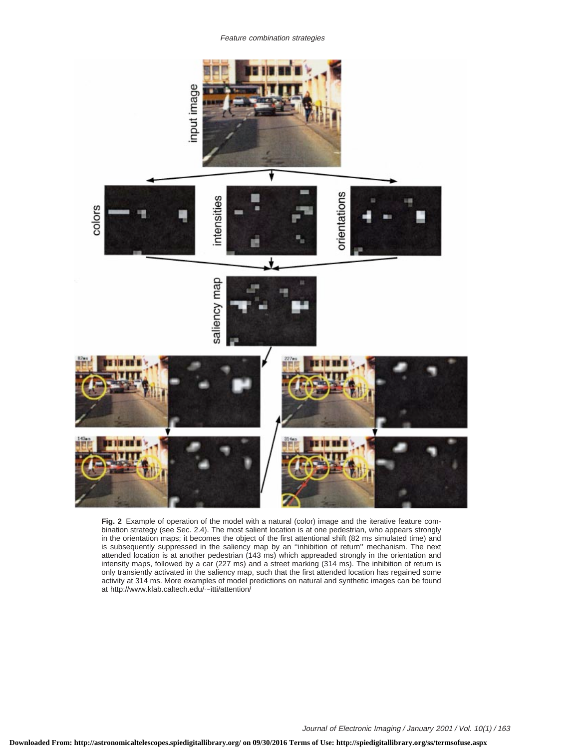**Fig. 2** Example of operation of the model with a natural (color) image and the iterative feature combination strategy (see Sec. 2.4). The most salient location is at one pedestrian, who appears strongly in the orientation maps; it becomes the object of the first attentional shift (82 ms simulated time) and is subsequently suppressed in the saliency map by an ''inhibition of return'' mechanism. The next attended location is at another pedestrian (143 ms) which appreaded strongly in the orientation and intensity maps, followed by a car (227 ms) and a street marking (314 ms). The inhibition of return is only transiently activated in the saliency map, such that the first attended location has regained some activity at 314 ms. More examples of model predictions on natural and synthetic images can be found at http://www.klab.caltech.edu/~itti/attention/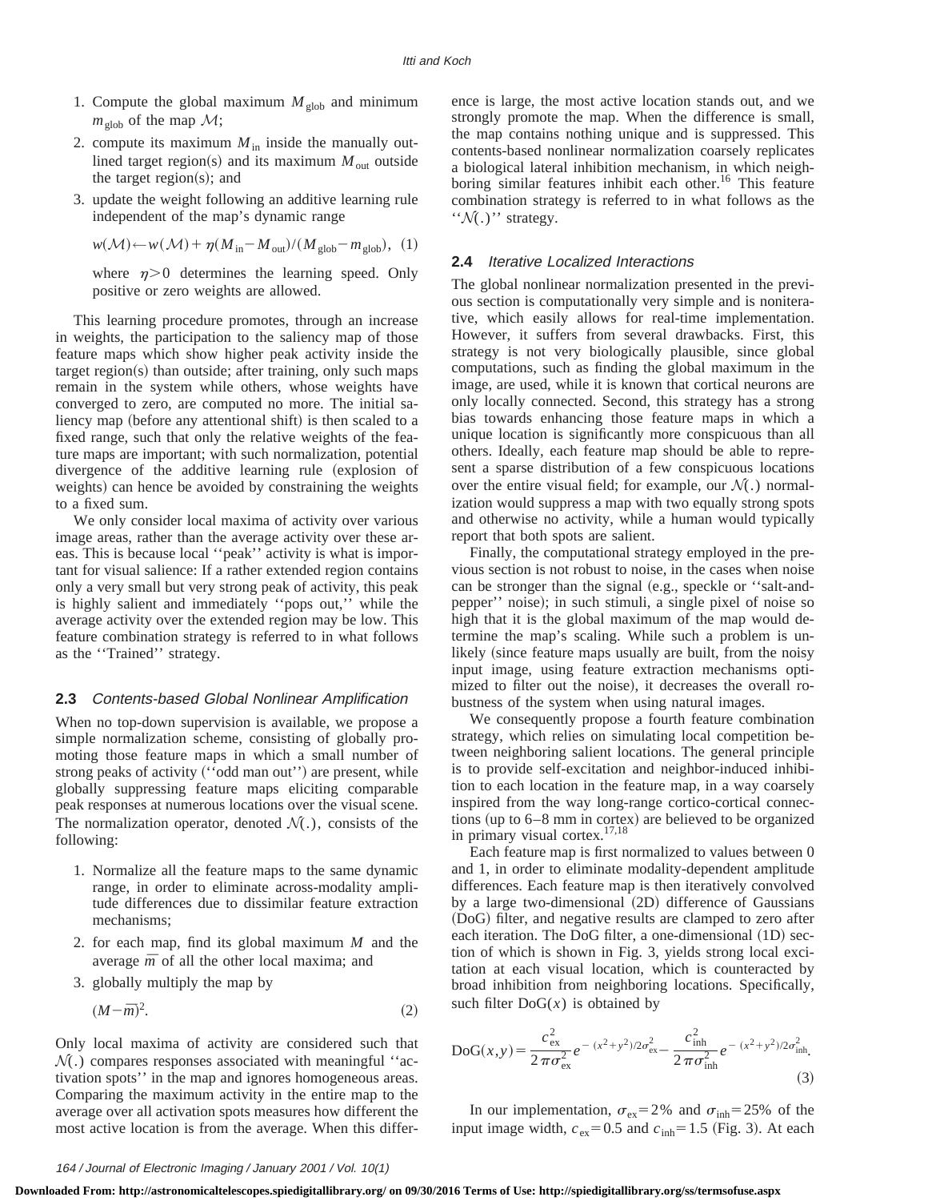1. Compute the global maximum $M_{\text{glob}}$ and minimum $m_{\text{glob}}$ of the map $\mathcal{M}$;
2. compute its maximum $M_{\text{in}}$ inside the manually outlined target region(s) and its maximum $M_{\text{out}}$ outside the target region(s); and
3. update the weight following an additive learning rule independent of the map's dynamic range

$$w(\mathcal{M}) \leftarrow w(\mathcal{M}) + \eta (M_{\text{in}} - M_{\text{out}})/(M_{\text{glob}} - m_{\text{glob}}), \quad (1)$$

where $\eta > 0$ determines the learning speed. Only positive or zero weights are allowed.

This learning procedure promotes, through an increase in weights, the participation to the saliency map of those feature maps which show higher peak activity inside the target region(s) than outside; after training, only such maps remain in the system while others, whose weights have converged to zero, are computed no more. The initial saliency map (before any attentional shift) is then scaled to a fixed range, such that only the relative weights of the feature maps are important; with such normalization, potential divergence of the additive learning rule (explosion of weights) can hence be avoided by constraining the weights to a fixed sum.

We only consider local maxima of activity over various image areas, rather than the average activity over these areas. This is because local ''peak'' activity is what is important for visual salience: If a rather extended region contains only a very small but very strong peak of activity, this peak is highly salient and immediately ''pops out,'' while the average activity over the extended region may be low. This feature combination strategy is referred to in what follows as the ''Trained'' strategy.

### 2.3 *Contents-based Global Nonlinear Amplification*

When no top-down supervision is available, we propose a simple normalization scheme, consisting of globally promoting those feature maps in which a small number of strong peaks of activity (''odd man out'') are present, while globally suppressing feature maps eliciting comparable peak responses at numerous locations over the visual scene. The normalization operator, denoted $\mathcal{N}(.)$, consists of the following:

1. Normalize all the feature maps to the same dynamic range, in order to eliminate across-modality amplitude differences due to dissimilar feature extraction mechanisms;
2. for each map, find its global maximum $M$ and the average $\overline{m}$ of all the other local maxima; and
3. globally multiply the map by

$$(M - \overline{m})^2. \quad (2)$$

Only local maxima of activity are considered such that $\mathcal{N}(.)$ compares responses associated with meaningful ''activation spots'' in the map and ignores homogeneous areas. Comparing the maximum activity in the entire map to the average over all activation spots measures how different the most active location is from the average. When this difference is large, the most active location stands out, and we strongly promote the map. When the difference is small, the map contains nothing unique and is suppressed. This contents-based nonlinear normalization coarsely replicates a biological lateral inhibition mechanism, in which neighboring similar features inhibit each other.[16] This feature combination strategy is referred to in what follows as the ''$\mathcal{N}(.)$'' strategy.

### 2.4 *Iterative Localized Interactions*

The global nonlinear normalization presented in the previous section is computationally very simple and is noniterative, which easily allows for real-time implementation. However, it suffers from several drawbacks. First, this strategy is not very biologically plausible, since global computations, such as finding the global maximum in the image, are used, while it is known that cortical neurons are only locally connected. Second, this strategy has a strong bias towards enhancing those feature maps in which a unique location is significantly more conspicuous than all others. Ideally, each feature map should be able to represent a sparse distribution of a few conspicuous locations over the entire visual field; for example, our $\mathcal{N}(.)$ normalization would suppress a map with two equally strong spots and otherwise no activity, while a human would typically report that both spots are salient.

Finally, the computational strategy employed in the previous section is not robust to noise, in the cases when noise can be stronger than the signal (e.g., speckle or ''salt-and-pepper'' noise); in such stimuli, a single pixel of noise so high that it is the global maximum of the map would determine the map's scaling. While such a problem is unlikely (since feature maps usually are built, from the noisy input image, using feature extraction mechanisms optimized to filter out the noise), it decreases the overall robustness of the system when using natural images.

We consequently propose a fourth feature combination strategy, which relies on simulating local competition between neighboring salient locations. The general principle is to provide self-excitation and neighbor-induced inhibition to each location in the feature map, in a way coarsely inspired from the way long-range cortico-cortical connections (up to 6–8 mm in cortex) are believed to be organized in primary visual cortex.[17,18]

Each feature map is first normalized to values between 0 and 1, in order to eliminate modality-dependent amplitude differences. Each feature map is then iteratively convolved by a large two-dimensional (2D) difference of Gaussians (DoG) filter, and negative results are clamped to zero after each iteration. The DoG filter, a one-dimensional (1D) section of which is shown in Fig. 3, yields strong local excitation at each visual location, which is counteracted by broad inhibition from neighboring locations. Specifically, such filter $\text{DoG}(x)$ is obtained by

$$\text{DoG}(x,y) = \frac{c_{\text{ex}}^2}{2\pi\sigma_{\text{ex}}^2} e^{-(x^2+y^2)/2\sigma_{\text{ex}}^2} - \frac{c_{\text{inh}}^2}{2\pi\sigma_{\text{inh}}^2} e^{-(x^2+y^2)/2\sigma_{\text{inh}}^2}. \quad (3)$$

In our implementation, $\sigma_{\text{ex}} = 2\%$ and $\sigma_{\text{inh}} = 25\%$ of the input image width, $c_{\text{ex}} = 0.5$ and $c_{\text{inh}} = 1.5$ (Fig. 3). At each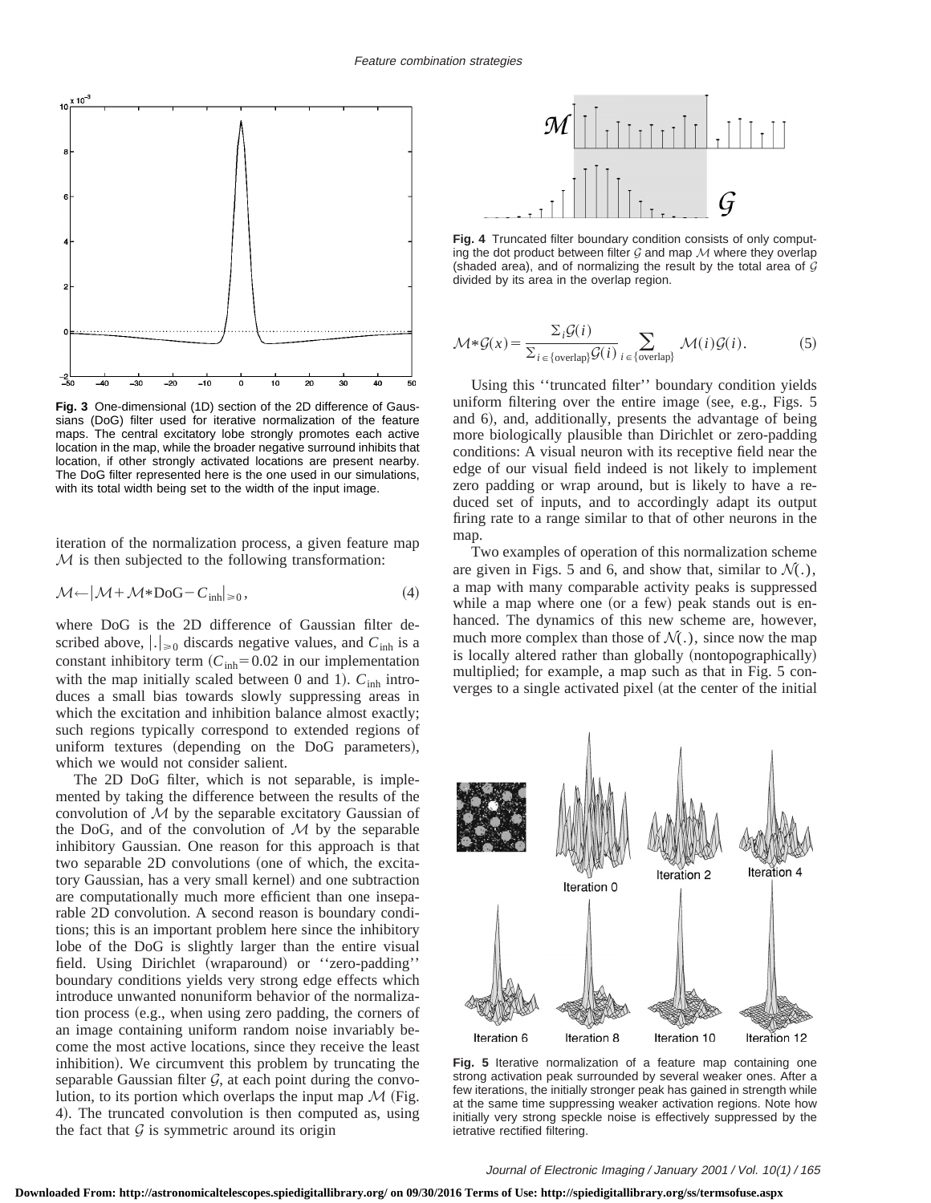**Fig. 3** One-dimensional (1D) section of the 2D difference of Gaussians (DoG) filter used for iterative normalization of the feature maps. The central excitatory lobe strongly promotes each active location in the map, while the broader negative surround inhibits that location, if other strongly activated locations are present nearby. The DoG filter represented here is the one used in our simulations, with its total width being set to the width of the input image.

iteration of the normalization process, a given feature map $\mathcal{M}$ is then subjected to the following transformation:

$$\mathcal{M} \leftarrow |\mathcal{M} + \mathcal{M} * \text{DoG} - C_{\text{inh}}|_{\geqslant 0}, \tag{4}$$

where DoG is the 2D difference of Gaussian filter described above, $|.|_{\geqslant 0}$ discards negative values, and $C_{\text{inh}}$ is a constant inhibitory term ($C_{\text{inh}} = 0.02$ in our implementation with the map initially scaled between 0 and 1). $C_{\text{inh}}$ introduces a small bias towards slowly suppressing areas in which the excitation and inhibition balance almost exactly; such regions typically correspond to extended regions of uniform textures (depending on the DoG parameters), which we would not consider salient.

The 2D DoG filter, which is not separable, is implemented by taking the difference between the results of the convolution of $\mathcal{M}$ by the separable excitatory Gaussian of the DoG, and of the convolution of $\mathcal{M}$ by the separable inhibitory Gaussian. One reason for this approach is that two separable 2D convolutions (one of which, the excitatory Gaussian, has a very small kernel) and one subtraction are computationally much more efficient than one inseparable 2D convolution. A second reason is boundary conditions; this is an important problem here since the inhibitory lobe of the DoG is slightly larger than the entire visual field. Using Dirichlet (wraparound) or ''zero-padding'' boundary conditions yields very strong edge effects which introduce unwanted nonuniform behavior of the normalization process (e.g., when using zero padding, the corners of an image containing uniform random noise invariably become the most active locations, since they receive the least inhibition). We circumvent this problem by truncating the separable Gaussian filter $\mathcal{G}$, at each point during the convolution, to its portion which overlaps the input map $\mathcal{M}$ (Fig. 4). The truncated convolution is then computed as, using the fact that $\mathcal{G}$ is symmetric around its origin

**Fig. 4** Truncated filter boundary condition consists of only computing the dot product between filter $\mathcal{G}$ and map $\mathcal{M}$ where they overlap (shaded area), and of normalizing the result by the total area of $\mathcal{G}$ divided by its area in the overlap region.

$$\mathcal{M} * \mathcal{G}(x) = \frac{\Sigma_i \mathcal{G}(i)}{\Sigma_{i \in \{\text{overlap}\}} \mathcal{G}(i)} \sum_{i \in \{\text{overlap}\}} \mathcal{M}(i) \mathcal{G}(i). \tag{5}$$

Using this ''truncated filter'' boundary condition yields uniform filtering over the entire image (see, e.g., Figs. 5 and 6), and, additionally, presents the advantage of being more biologically plausible than Dirichlet or zero-padding conditions: A visual neuron with its receptive field near the edge of our visual field indeed is not likely to implement zero padding or wrap around, but is likely to have a reduced set of inputs, and to accordingly adapt its output firing rate to a range similar to that of other neurons in the map.

Two examples of operation of this normalization scheme are given in Figs. 5 and 6, and show that, similar to $\mathcal{N}(.)$, a map with many comparable activity peaks is suppressed while a map where one (or a few) peak stands out is enhanced. The dynamics of this new scheme are, however, much more complex than those of $\mathcal{N}(.)$, since now the map is locally altered rather than globally (nontopographically) multiplied; for example, a map such as that in Fig. 5 converges to a single activated pixel (at the center of the initial

**Fig. 5** Iterative normalization of a feature map containing one strong activation peak surrounded by several weaker ones. After a few iterations, the initially stronger peak has gained in strength while at the same time suppressing weaker activation regions. Note how initially very strong speckle noise is effectively suppressed by the ietrative rectified filtering.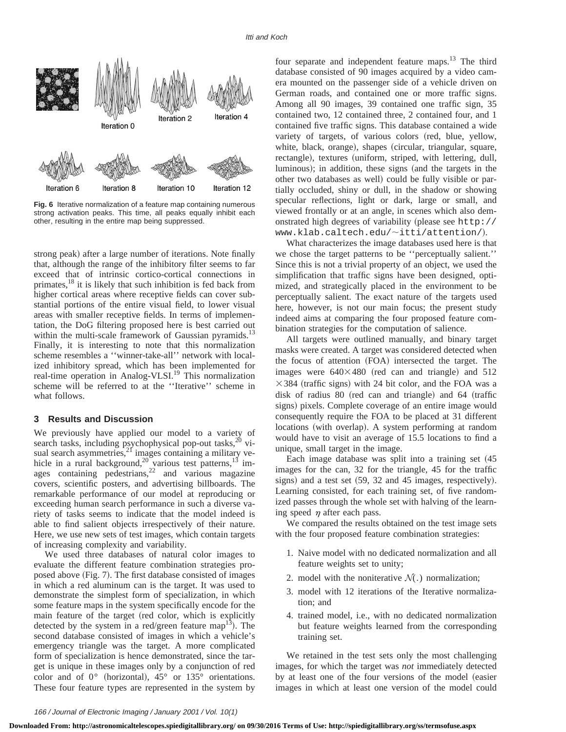Fig. 6 Iterative normalization of a feature map containing numerous strong activation peaks. This time, all peaks equally inhibit each other, resulting in the entire map being suppressed.

strong peak) after a large number of iterations. Note finally that, although the range of the inhibitory filter seems to far exceed that of intrinsic cortico-cortical connections in primates,[18] it is likely that such inhibition is fed back from higher cortical areas where receptive fields can cover substantial portions of the entire visual field, to lower visual areas with smaller receptive fields. In terms of implementation, the DoG filtering proposed here is best carried out within the multi-scale framework of Gaussian pyramids.[13] Finally, it is interesting to note that this normalization scheme resembles a ''winner-take-all'' network with localized inhibitory spread, which has been implemented for real-time operation in Analog-VLSI.[19] This normalization scheme will be referred to at the ''Iterative'' scheme in what follows.

## 3 Results and Discussion

We previously have applied our model to a variety of search tasks, including psychophysical pop-out tasks,[20] visual search asymmetries,[21] images containing a military vehicle in a rural background,[20] various test patterns,[13] images containing pedestrians,[22] and various magazine covers, scientific posters, and advertising billboards. The remarkable performance of our model at reproducing or exceeding human search performance in such a diverse variety of tasks seems to indicate that the model indeed is able to find salient objects irrespectively of their nature. Here, we use new sets of test images, which contain targets of increasing complexity and variability.

We used three databases of natural color images to evaluate the different feature combination strategies proposed above (Fig. 7). The first database consisted of images in which a red aluminum can is the target. It was used to demonstrate the simplest form of specialization, in which some feature maps in the system specifically encode for the main feature of the target (red color, which is explicitly detected by the system in a red/green feature map[13]). The second database consisted of images in which a vehicle's emergency triangle was the target. A more complicated form of specialization is hence demonstrated, since the target is unique in these images only by a conjunction of red color and of 0° (horizontal), 45° or 135° orientations. These four feature types are represented in the system by four separate and independent feature maps.[13] The third database consisted of 90 images acquired by a video camera mounted on the passenger side of a vehicle driven on German roads, and contained one or more traffic signs. Among all 90 images, 39 contained one traffic sign, 35 contained two, 12 contained three, 2 contained four, and 1 contained five traffic signs. This database contained a wide variety of targets, of various colors (red, blue, yellow, white, black, orange), shapes (circular, triangular, square, rectangle), textures (uniform, striped, with lettering, dull, luminous); in addition, these signs (and the targets in the other two databases as well) could be fully visible or partially occluded, shiny or dull, in the shadow or showing specular reflections, light or dark, large or small, and viewed frontally or at an angle, in scenes which also demonstrated high degrees of variability (please see http://www.klab.caltech.edu/~itti/attention/).

What characterizes the image databases used here is that we chose the target patterns to be ''perceptually salient.'' Since this is not a trivial property of an object, we used the simplification that traffic signs have been designed, optimized, and strategically placed in the environment to be perceptually salient. The exact nature of the targets used here, however, is not our main focus; the present study indeed aims at comparing the four proposed feature combination strategies for the computation of salience.

All targets were outlined manually, and binary target masks were created. A target was considered detected when the focus of attention (FOA) intersected the target. The images were 640×480 (red can and triangle) and 512 ×384 (traffic signs) with 24 bit color, and the FOA was a disk of radius 80 (red can and triangle) and 64 (traffic signs) pixels. Complete coverage of an entire image would consequently require the FOA to be placed at 31 different locations (with overlap). A system performing at random would have to visit an average of 15.5 locations to find a unique, small target in the image.

Each image database was split into a training set (45 images for the can, 32 for the triangle, 45 for the traffic signs) and a test set (59, 32 and 45 images, respectively). Learning consisted, for each training set, of five randomized passes through the whole set with halving of the learning speed $\eta$ after each pass.

We compared the results obtained on the test image sets with the four proposed feature combination strategies:

1. Naive model with no dedicated normalization and all feature weights set to unity;
2. model with the noniterative $\mathcal{N}(.)$ normalization;
3. model with 12 iterations of the Iterative normalization; and
4. trained model, i.e., with no dedicated normalization but feature weights learned from the corresponding training set.

We retained in the test sets only the most challenging images, for which the target was *not* immediately detected by at least one of the four versions of the model (easier images in which at least one version of the model could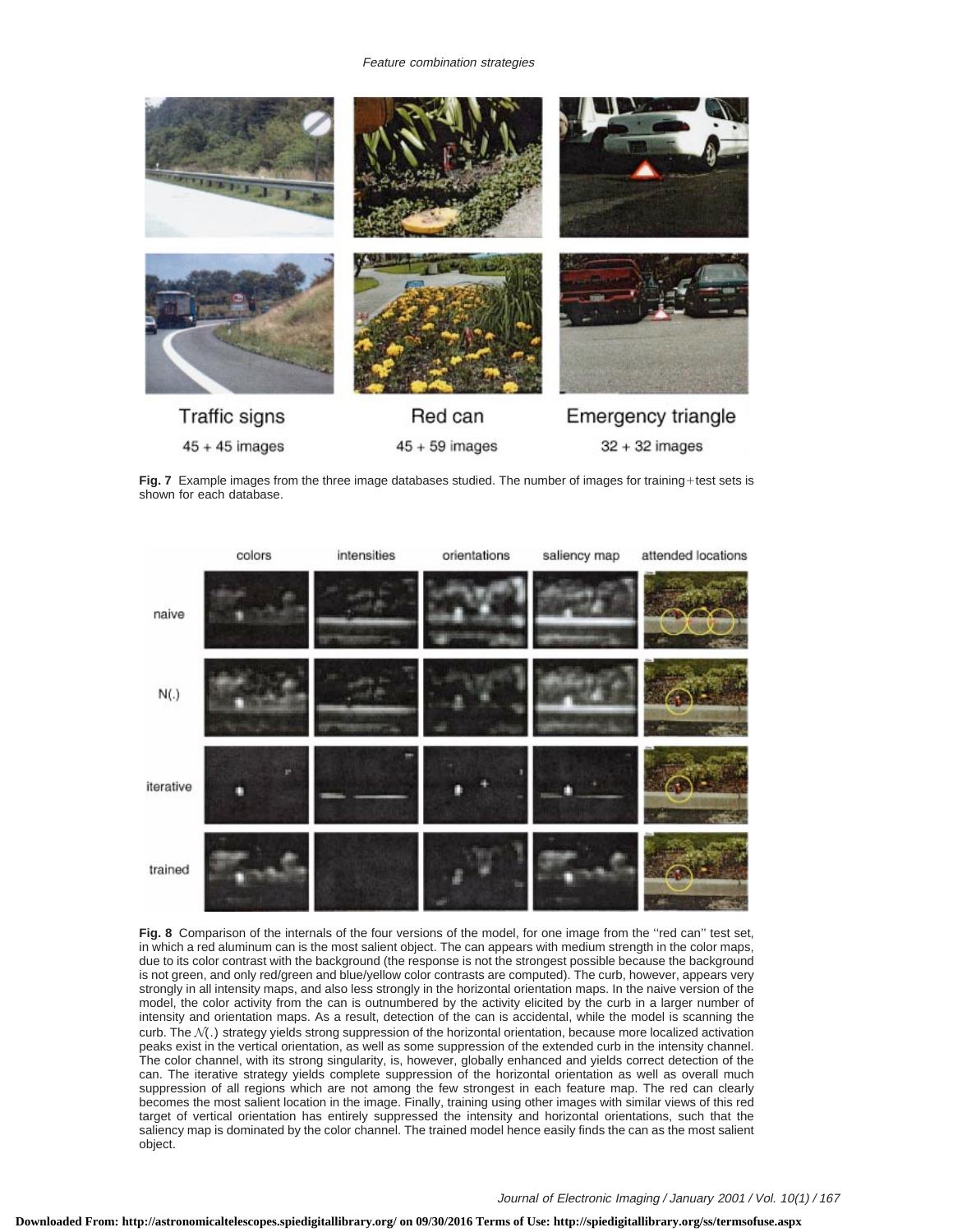Traffic signs

45 + 45 images

Red can

45 + 59 images

Emergency triangle

32 + 32 images

**Fig. 7** Example images from the three image databases studied. The number of images for training+test sets is shown for each database.

colors | intensities | orientations | saliency map | attended locations

naive

N(.)

iterative

trained

**Fig. 8** Comparison of the internals of the four versions of the model, for one image from the ''red can'' test set, in which a red aluminum can is the most salient object. The can appears with medium strength in the color maps, due to its color contrast with the background (the response is not the strongest possible because the background is not green, and only red/green and blue/yellow color contrasts are computed). The curb, however, appears very strongly in all intensity maps, and also less strongly in the horizontal orientation maps. In the naive version of the model, the color activity from the can is outnumbered by the activity elicited by the curb in a larger number of intensity and orientation maps. As a result, detection of the can is accidental, while the model is scanning the curb. The $\mathcal{N}(.)$ strategy yields strong suppression of the horizontal orientation, because more localized activation peaks exist in the vertical orientation, as well as some suppression of the extended curb in the intensity channel. The color channel, with its strong singularity, is, however, globally enhanced and yields correct detection of the can. The iterative strategy yields complete suppression of the horizontal orientation as well as overall much suppression of all regions which are not among the few strongest in each feature map. The red can clearly becomes the most salient location in the image. Finally, training using other images with similar views of this red target of vertical orientation has entirely suppressed the intensity and horizontal orientations, such that the saliency map is dominated by the color channel. The trained model hence easily finds the can as the most salient object.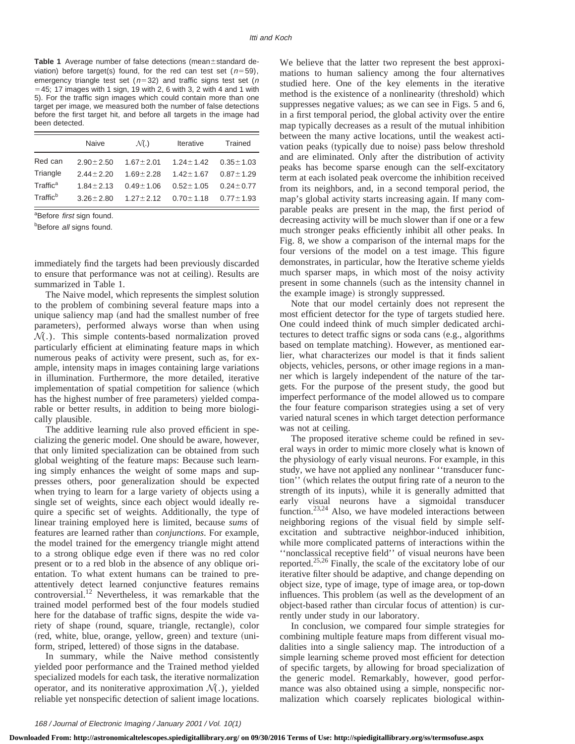**Table 1** Average number of false detections (mean±standard deviation) before target(s) found, for the red can test set ($n=59$), emergency triangle test set ($n=32$) and traffic signs test set ($n=45$; 17 images with 1 sign, 19 with 2, 6 with 3, 2 with 4 and 1 with 5). For the traffic sign images which could contain more than one target per image, we measured both the number of false detections before the first target hit, and before all targets in the image had been detected.

| | Naive | $\mathcal{N}(.)$ | Iterative | Trained |
|---|---|---|---|---|
| Red can | 2.90±2.50 | 1.67±2.01 | 1.24±1.42 | 0.35±1.03 |
| Triangle | 2.44±2.20 | 1.69±2.28 | 1.42±1.67 | 0.87±1.29 |
| Traffic[a] | 1.84±2.13 | 0.49±1.06 | 0.52±1.05 | 0.24±0.77 |
| Traffic[b] | 3.26±2.80 | 1.27±2.12 | 0.70±1.18 | 0.77±1.93 |

[a]Before *first* sign found.

[b]Before *all* signs found.

immediately find the targets had been previously discarded to ensure that performance was not at ceiling). Results are summarized in Table 1.

The Naive model, which represents the simplest solution to the problem of combining several feature maps into a unique saliency map (and had the smallest number of free parameters), performed always worse than when using $\mathcal{N}(.)$. This simple contents-based normalization proved particularly efficient at eliminating feature maps in which numerous peaks of activity were present, such as, for example, intensity maps in images containing large variations in illumination. Furthermore, the more detailed, iterative implementation of spatial competition for salience (which has the highest number of free parameters) yielded comparable or better results, in addition to being more biologically plausible.

The additive learning rule also proved efficient in specializing the generic model. One should be aware, however, that only limited specialization can be obtained from such global weighting of the feature maps: Because such learning simply enhances the weight of some maps and suppresses others, poor generalization should be expected when trying to learn for a large variety of objects using a single set of weights, since each object would ideally require a specific set of weights. Additionally, the type of linear training employed here is limited, because *sums* of features are learned rather than *conjunctions*. For example, the model trained for the emergency triangle might attend to a strong oblique edge even if there was no red color present or to a red blob in the absence of any oblique orientation. To what extent humans can be trained to preattentively detect learned conjunctive features remains controversial.[12] Nevertheless, it was remarkable that the trained model performed best of the four models studied here for the database of traffic signs, despite the wide variety of shape (round, square, triangle, rectangle), color (red, white, blue, orange, yellow, green) and texture (uniform, striped, lettered) of those signs in the database.

In summary, while the Naive method consistently yielded poor performance and the Trained method yielded specialized models for each task, the iterative normalization operator, and its noniterative approximation $\mathcal{N}(.)$, yielded reliable yet nonspecific detection of salient image locations. We believe that the latter two represent the best approximations to human saliency among the four alternatives studied here. One of the key elements in the iterative method is the existence of a nonlinearity (threshold) which suppresses negative values; as we can see in Figs. 5 and 6, in a first temporal period, the global activity over the entire map typically decreases as a result of the mutual inhibition between the many active locations, until the weakest activation peaks (typically due to noise) pass below threshold and are eliminated. Only after the distribution of activity peaks has become sparse enough can the self-excitatory term at each isolated peak overcome the inhibition received from its neighbors, and, in a second temporal period, the map's global activity starts increasing again. If many comparable peaks are present in the map, the first period of decreasing activity will be much slower than if one or a few much stronger peaks efficiently inhibit all other peaks. In Fig. 8, we show a comparison of the internal maps for the four versions of the model on a test image. This figure demonstrates, in particular, how the Iterative scheme yields much sparser maps, in which most of the noisy activity present in some channels (such as the intensity channel in the example image) is strongly suppressed.

Note that our model certainly does not represent the most efficient detector for the type of targets studied here. One could indeed think of much simpler dedicated architectures to detect traffic signs or soda cans (e.g., algorithms based on template matching). However, as mentioned earlier, what characterizes our model is that it finds salient objects, vehicles, persons, or other image regions in a manner which is largely independent of the nature of the targets. For the purpose of the present study, the good but imperfect performance of the model allowed us to compare the four feature comparison strategies using a set of very varied natural scenes in which target detection performance was not at ceiling.

The proposed iterative scheme could be refined in several ways in order to mimic more closely what is known of the physiology of early visual neurons. For example, in this study, we have not applied any nonlinear ''transducer function'' (which relates the output firing rate of a neuron to the strength of its inputs), while it is generally admitted that early visual neurons have a sigmoidal transducer function.[23,24] Also, we have modeled interactions between neighboring regions of the visual field by simple self-excitation and subtractive neighbor-induced inhibition, while more complicated patterns of interactions within the ''nonclassical receptive field'' of visual neurons have been reported.[25,26] Finally, the scale of the excitatory lobe of our iterative filter should be adaptive, and change depending on object size, type of image, type of image area, or top-down influences. This problem (as well as the development of an object-based rather than circular focus of attention) is currently under study in our laboratory.

In conclusion, we compared four simple strategies for combining multiple feature maps from different visual modalities into a single saliency map. The introduction of a simple learning scheme proved most efficient for detection of specific targets, by allowing for broad specialization of the generic model. Remarkably, however, good performance was also obtained using a simple, nonspecific normalization which coarsely replicates biological within-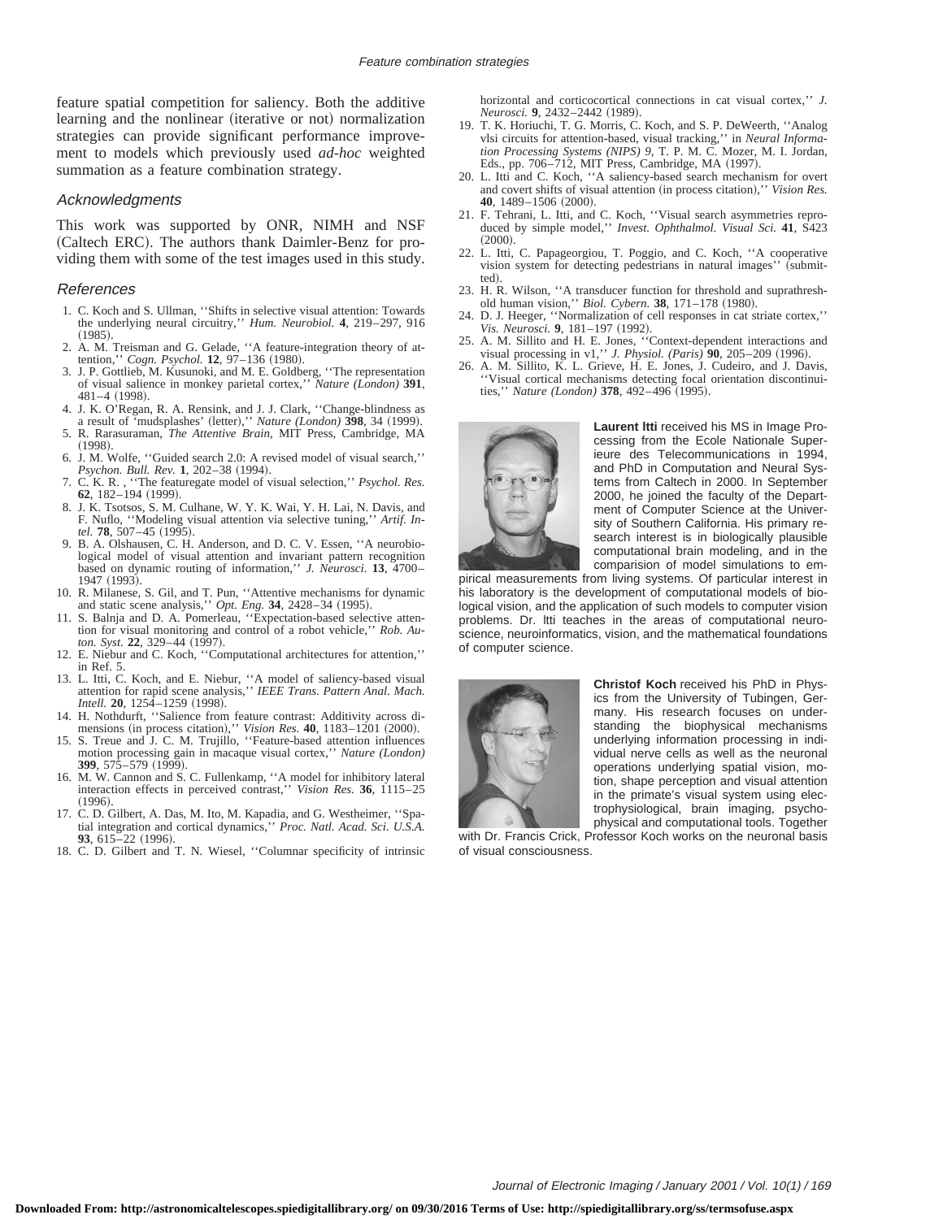feature spatial competition for saliency. Both the additive learning and the nonlinear (iterative or not) normalization strategies can provide significant performance improvement to models which previously used *ad-hoc* weighted summation as a feature combination strategy.

## Acknowledgments

This work was supported by ONR, NIMH and NSF (Caltech ERC). The authors thank Daimler-Benz for providing them with some of the test images used in this study.

## References

1. C. Koch and S. Ullman, ''Shifts in selective visual attention: Towards the underlying neural circuitry,'' *Hum. Neurobiol.* **4**, 219–297, 916 (1985).
2. A. M. Treisman and G. Gelade, ''A feature-integration theory of attention,'' *Cogn. Psychol.* **12**, 97–136 (1980).
3. J. P. Gottlieb, M. Kusunoki, and M. E. Goldberg, ''The representation of visual salience in monkey parietal cortex,'' *Nature (London)* **391**, 481–4 (1998).
4. J. K. O'Regan, R. A. Rensink, and J. J. Clark, ''Change-blindness as a result of 'mudsplashes' (letter),'' *Nature (London)* **398**, 34 (1999).
5. R. Rarasuraman, *The Attentive Brain*, MIT Press, Cambridge, MA (1998).
6. J. M. Wolfe, ''Guided search 2.0: A revised model of visual search,'' *Psychon. Bull. Rev.* **1**, 202–38 (1994).
7. C. K. R. , ''The featuregate model of visual selection,'' *Psychol. Res.* **62**, 182–194 (1999).
8. J. K. Tsotsos, S. M. Culhane, W. Y. K. Wai, Y. H. Lai, N. Davis, and F. Nuflo, ''Modeling visual attention via selective tuning,'' *Artif. Intel.* **78**, 507–45 (1995).
9. B. A. Olshausen, C. H. Anderson, and D. C. V. Essen, ''A neurobiological model of visual attention and invariant pattern recognition based on dynamic routing of information,'' *J. Neurosci.* **13**, 4700–1947 (1993).
10. R. Milanese, S. Gil, and T. Pun, ''Attentive mechanisms for dynamic and static scene analysis,'' *Opt. Eng.* **34**, 2428–34 (1995).
11. S. Balnja and D. A. Pomerleau, ''Expectation-based selective attention for visual monitoring and control of a robot vehicle,'' *Rob. Auton. Syst.* **22**, 329–44 (1997).
12. E. Niebur and C. Koch, ''Computational architectures for attention,'' in Ref. 5.
13. L. Itti, C. Koch, and E. Niebur, ''A model of saliency-based visual attention for rapid scene analysis,'' *IEEE Trans. Pattern Anal. Mach. Intell.* **20**, 1254–1259 (1998).
14. H. Nothdurft, ''Salience from feature contrast: Additivity across dimensions (in process citation),'' *Vision Res.* **40**, 1183–1201 (2000).
15. S. Treue and J. C. M. Trujillo, ''Feature-based attention influences motion processing gain in macaque visual cortex,'' *Nature (London)* **399**, 575–579 (1999).
16. M. W. Cannon and S. C. Fullenkamp, ''A model for inhibitory lateral interaction effects in perceived contrast,'' *Vision Res.* **36**, 1115–25 (1996).
17. C. D. Gilbert, A. Das, M. Ito, M. Kapadia, and G. Westheimer, ''Spatial integration and cortical dynamics,'' *Proc. Natl. Acad. Sci. U.S.A.* **93**, 615–22 (1996).
18. C. D. Gilbert and T. N. Wiesel, ''Columnar specificity of intrinsic horizontal and corticocortical connections in cat visual cortex,'' *J. Neurosci.* **9**, 2432–2442 (1989).
19. T. K. Horiuchi, T. G. Morris, C. Koch, and S. P. DeWeerth, ''Analog vlsi circuits for attention-based, visual tracking,'' in *Neural Information Processing Systems (NIPS) 9*, T. P. M. C. Mozer, M. I. Jordan, Eds., pp. 706–712, MIT Press, Cambridge, MA (1997).
20. L. Itti and C. Koch, ''A saliency-based search mechanism for overt and covert shifts of visual attention (in process citation),'' *Vision Res.* **40**, 1489–1506 (2000).
21. F. Tehrani, L. Itti, and C. Koch, ''Visual search asymmetries reproduced by simple model,'' *Invest. Ophthalmol. Visual Sci.* **41**, S423 (2000).
22. L. Itti, C. Papageorgiou, T. Poggio, and C. Koch, ''A cooperative vision system for detecting pedestrians in natural images'' (submitted).
23. H. R. Wilson, ''A transducer function for threshold and suprathreshold human vision,'' *Biol. Cybern.* **38**, 171–178 (1980).
24. D. J. Heeger, ''Normalization of cell responses in cat striate cortex,'' *Vis. Neurosci.* **9**, 181–197 (1992).
25. A. M. Sillito and H. E. Jones, ''Context-dependent interactions and visual processing in v1,'' *J. Physiol. (Paris)* **90**, 205–209 (1996).
26. A. M. Sillito, K. L. Grieve, H. E. Jones, J. Cudeiro, and J. Davis, ''Visual cortical mechanisms detecting focal orientation discontinuities,'' *Nature (London)* **378**, 492–496 (1995).

**Laurent Itti** received his MS in Image Processing from the Ecole Nationale Superieure des Telecommunications in 1994, and PhD in Computation and Neural Systems from Caltech in 2000. In September 2000, he joined the faculty of the Department of Computer Science at the University of Southern California. His primary research interest is in biologically plausible computational brain modeling, and in the comparision of model simulations to empirical measurements from living systems. Of particular interest in his laboratory is the development of computational models of biological vision, and the application of such models to computer vision problems. Dr. Itti teaches in the areas of computational neuroscience, neuroinformatics, vision, and the mathematical foundations of computer science.

**Christof Koch** received his PhD in Physics from the University of Tubingen, Germany. His research focuses on understanding the biophysical mechanisms underlying information processing in individual nerve cells as well as the neuronal operations underlying spatial vision, motion, shape perception and visual attention in the primate's visual system using electrophysiological, brain imaging, psychophysical and computational tools. Together with Dr. Francis Crick, Professor Koch works on the neuronal basis of visual consciousness.